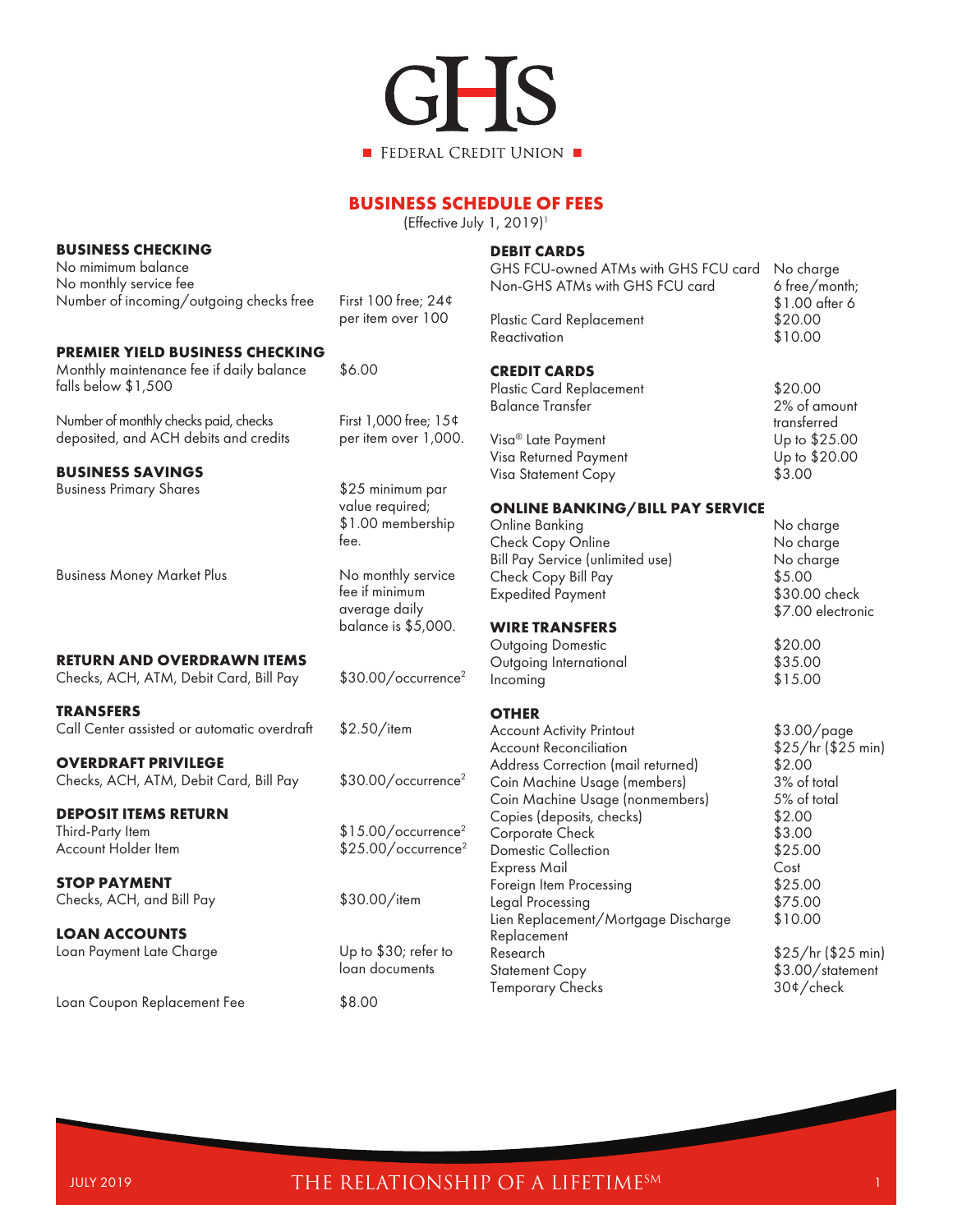# GHS Federal Credit Union

## BUSINESS SCHEDULE OF FEES

(Effective July 1, 2019)[1]

### BUSINESS CHECKING

| | |
|---|---|
| No mimimum balance | |
| No monthly service fee | |
| Number of incoming/outgoing checks free | First 100 free; 24¢ per item over 100 |

### PREMIER YIELD BUSINESS CHECKING

| | |
|---|---|
| Monthly maintenance fee if daily balance falls below $1,500 | $6.00 |
| Number of monthly checks paid, checks deposited, and ACH debits and credits | First 1,000 free; 15¢ per item over 1,000. |

### BUSINESS SAVINGS

| | |
|---|---|
| Business Primary Shares | $25 minimum par value required; $1.00 membership fee. |
| Business Money Market Plus | No monthly service fee if minimum average daily balance is $5,000. |

### RETURN AND OVERDRAWN ITEMS

| | |
|---|---|
| Checks, ACH, ATM, Debit Card, Bill Pay | $30.00/occurrence[2] |

### TRANSFERS

| | |
|---|---|
| Call Center assisted or automatic overdraft | $2.50/item |

### OVERDRAFT PRIVILEGE

| | |
|---|---|
| Checks, ACH, ATM, Debit Card, Bill Pay | $30.00/occurrence[2] |

### DEPOSIT ITEMS RETURN

| | |
|---|---|
| Third-Party Item | $15.00/occurrence[2] |
| Account Holder Item | $25.00/occurrence[2] |

### STOP PAYMENT

| | |
|---|---|
| Checks, ACH, and Bill Pay | $30.00/item |

### LOAN ACCOUNTS

| | |
|---|---|
| Loan Payment Late Charge | Up to $30; refer to loan documents |
| Loan Coupon Replacement Fee | $8.00 |

### DEBIT CARDS

| | |
|---|---|
| GHS FCU-owned ATMs with GHS FCU card | No charge |
| Non-GHS ATMs with GHS FCU card | 6 free/month; $1.00 after 6 |
| Plastic Card Replacement | $20.00 |
| Reactivation | $10.00 |

### CREDIT CARDS

| | |
|---|---|
| Plastic Card Replacement | $20.00 |
| Balance Transfer | 2% of amount transferred |
| Visa® Late Payment | Up to $25.00 |
| Visa Returned Payment | Up to $20.00 |
| Visa Statement Copy | $3.00 |

### ONLINE BANKING/BILL PAY SERVICE

| | |
|---|---|
| Online Banking | No charge |
| Check Copy Online | No charge |
| Bill Pay Service (unlimited use) | No charge |
| Check Copy Bill Pay | $5.00 |
| Expedited Payment | $30.00 check<br>$7.00 electronic |

### WIRE TRANSFERS

| | |
|---|---|
| Outgoing Domestic | $20.00 |
| Outgoing International | $35.00 |
| Incoming | $15.00 |

### OTHER

| | |
|---|---|
| Account Activity Printout | $3.00/page |
| Account Reconciliation | $25/hr ($25 min) |
| Address Correction (mail returned) | $2.00 |
| Coin Machine Usage (members) | 3% of total |
| Coin Machine Usage (nonmembers) | 5% of total |
| Copies (deposits, checks) | $2.00 |
| Corporate Check | $3.00 |
| Domestic Collection | $25.00 |
| Express Mail | Cost |
| Foreign Item Processing | $25.00 |
| Legal Processing | $75.00 |
| Lien Replacement/Mortgage Discharge Replacement | $10.00 |
| Research | $25/hr ($25 min) |
| Statement Copy | $3.00/statement |
| Temporary Checks | 30¢/check |

THE RELATIONSHIP OF A LIFETIME℠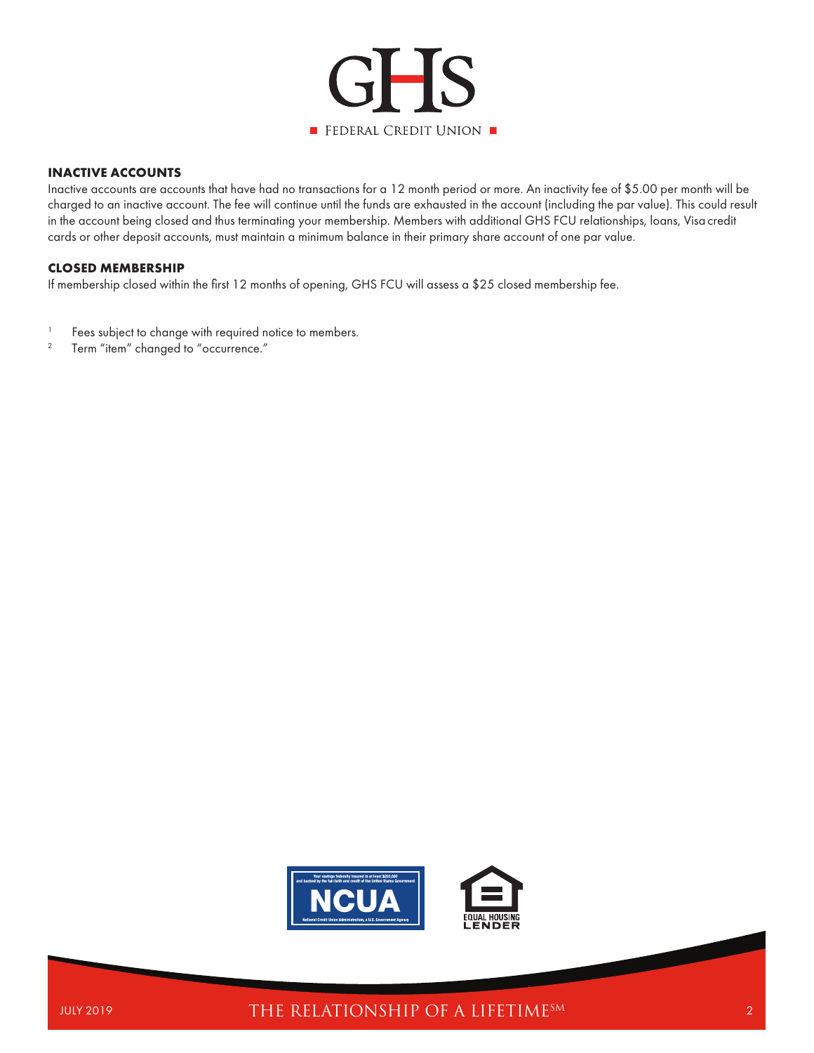## INACTIVE ACCOUNTS

Inactive accounts are accounts that have had no transactions for a 12 month period or more. An inactivity fee of $5.00 per month will be charged to an inactive account. The fee will continue until the funds are exhausted in the account (including the par value). This could result in the account being closed and thus terminating your membership. Members with additional GHS FCU relationships, loans, Visa credit cards or other deposit accounts, must maintain a minimum balance in their primary share account of one par value.

## CLOSED MEMBERSHIP

If membership closed within the first 12 months of opening, GHS FCU will assess a $25 closed membership fee.

[1] Fees subject to change with required notice to members.

[2] Term "item" changed to "occurrence."